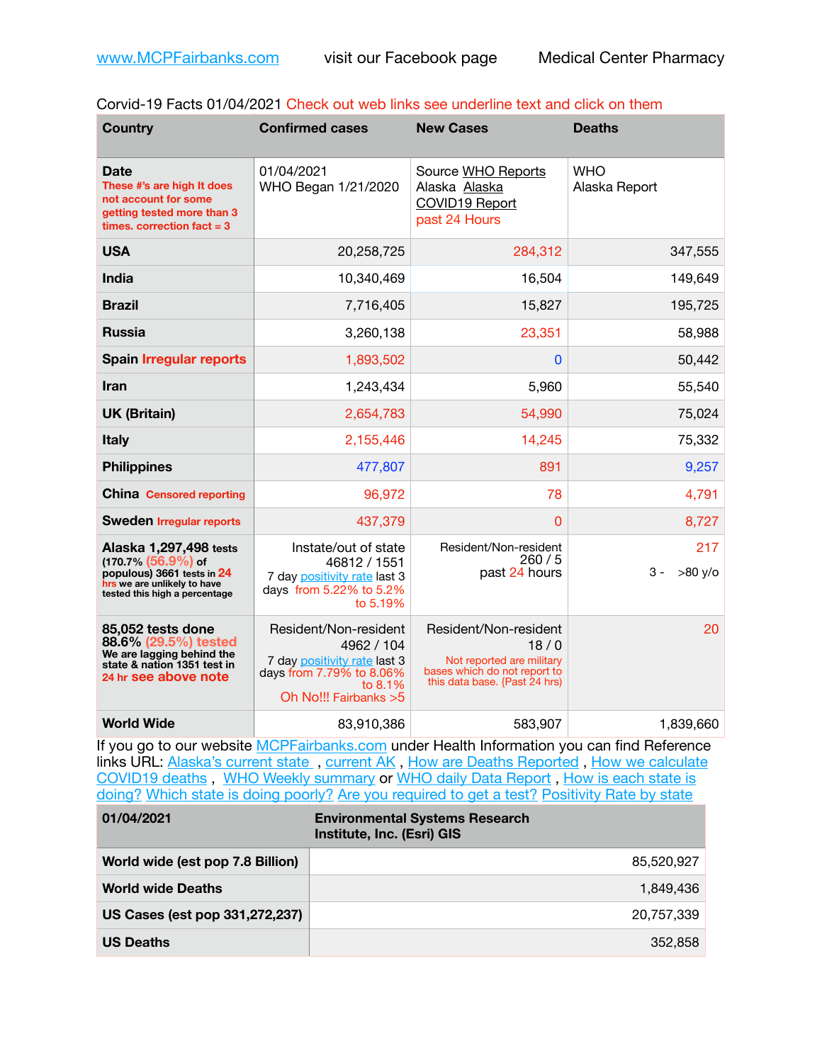www.MCPFairbanks.com visit our Facebook page Medical Center Pharmacy

Corvid-19 Facts 01/04/2021 Check out web links see underline text and click on them

| Country | Confirmed cases | New Cases | Deaths |
|---|---|---|---|
| **Date** These #'s are high It does not account for some getting tested more than 3 times. correction fact = 3 | 01/04/2021 WHO Began 1/21/2020 | Source WHO Reports Alaska Alaska COVID19 Report past 24 Hours | WHO Alaska Report |
| **USA** | 20,258,725 | 284,312 | 347,555 |
| **India** | 10,340,469 | 16,504 | 149,649 |
| **Brazil** | 7,716,405 | 15,827 | 195,725 |
| **Russia** | 3,260,138 | 23,351 | 58,988 |
| **Spain** Irregular reports | 1,893,502 | 0 | 50,442 |
| **Iran** | 1,243,434 | 5,960 | 55,540 |
| **UK (Britain)** | 2,654,783 | 54,990 | 75,024 |
| **Italy** | 2,155,446 | 14,245 | 75,332 |
| **Philippines** | 477,807 | 891 | 9,257 |
| **China** Censored reporting | 96,972 | 78 | 4,791 |
| **Sweden** Irregular reports | 437,379 | 0 | 8,727 |
| **Alaska 1,297,498** tests (170.7% (56.9%) of populous) 3661 tests in 24 hrs we are unlikely to have tested this high a percentage | Instate/out of state 46812 / 1551 7 day positivity rate last 3 days from 5.22% to 5.2% to 5.19% | Resident/Non-resident 260 / 5 past 24 hours | 217 3 - >80 y/o |
| **85,052 tests done 88.6%** (29.5%) tested We are lagging behind the state & nation 1351 test in 24 hr see above note | Resident/Non-resident 4962 / 104 7 day positivity rate last 3 days from 7.79% to 8.06% to 8.1% Oh No!!! Fairbanks >5 | Resident/Non-resident 18 / 0 Not reported are military bases which do not report to this data base. {Past 24 hrs) | 20 |
| **World Wide** | 83,910,386 | 583,907 | 1,839,660 |

If you go to our website MCPFairbanks.com under Health Information you can find Reference links URL: Alaska's current state , current AK , How are Deaths Reported , How we calculate COVID19 deaths , WHO Weekly summary or WHO daily Data Report , How is each state is doing? Which state is doing poorly? Are you required to get a test? Positivity Rate by state

| 01/04/2021 | Environmental Systems Research Institute, Inc. (Esri) GIS |
|---|---|
| **World wide (est pop 7.8 Billion)** | 85,520,927 |
| **World wide Deaths** | 1,849,436 |
| **US Cases (est pop 331,272,237)** | 20,757,339 |
| **US Deaths** | 352,858 |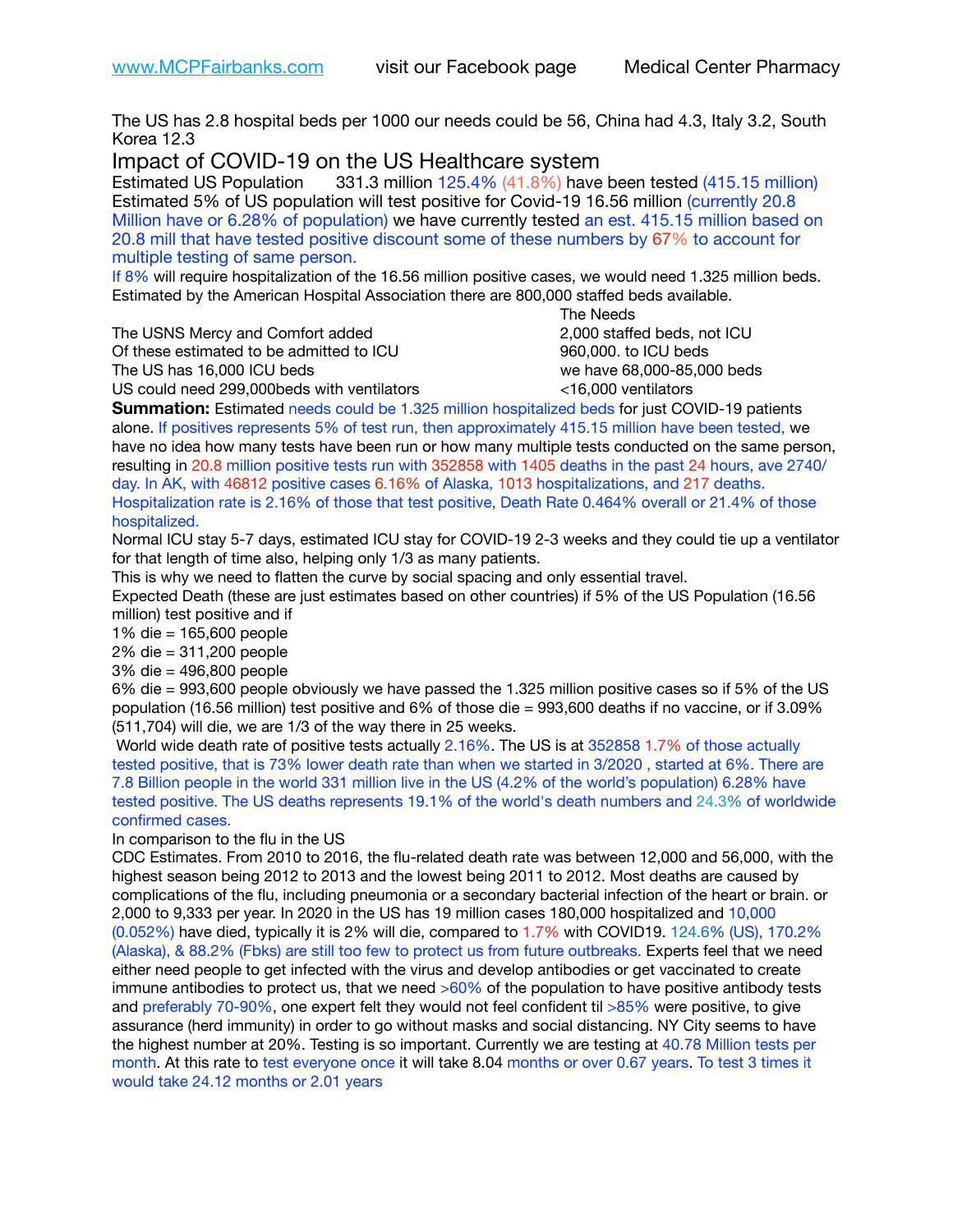The US has 2.8 hospital beds per 1000 our needs could be 56, China had 4.3, Italy 3.2, South Korea 12.3

## Impact of COVID-19 on the US Healthcare system

Estimated US Population 331.3 million 125.4% (41.8%) have been tested (415.15 million) Estimated 5% of US population will test positive for Covid-19 16.56 million (currently 20.8 Million have or 6.28% of population) we have currently tested an est. 415.15 million based on 20.8 mill that have tested positive discount some of these numbers by 67% to account for multiple testing of same person.

If 8% will require hospitalization of the 16.56 million positive cases, we would need 1.325 million beds. Estimated by the American Hospital Association there are 800,000 staffed beds available.

| | The Needs |
|---|---|
| The USNS Mercy and Comfort added | 2,000 staffed beds, not ICU |
| Of these estimated to be admitted to ICU | 960,000. to ICU beds |
| The US has 16,000 ICU beds | we have 68,000-85,000 beds |
| US could need 299,000beds with ventilators | <16,000 ventilators |

**Summation:** Estimated needs could be 1.325 million hospitalized beds for just COVID-19 patients alone. If positives represents 5% of test run, then approximately 415.15 million have been tested, we have no idea how many tests have been run or how many multiple tests conducted on the same person, resulting in 20.8 million positive tests run with 352858 with 1405 deaths in the past 24 hours, ave 2740/ day. In AK, with 46812 positive cases 6.16% of Alaska, 1013 hospitalizations, and 217 deaths. Hospitalization rate is 2.16% of those that test positive, Death Rate 0.464% overall or 21.4% of those hospitalized.

Normal ICU stay 5-7 days, estimated ICU stay for COVID-19 2-3 weeks and they could tie up a ventilator for that length of time also, helping only 1/3 as many patients.

This is why we need to flatten the curve by social spacing and only essential travel.

Expected Death (these are just estimates based on other countries) if 5% of the US Population (16.56 million) test positive and if

1% die = 165,600 people
2% die = 311,200 people
3% die = 496,800 people
6% die = 993,600 people obviously we have passed the 1.325 million positive cases so if 5% of the US population (16.56 million) test positive and 6% of those die = 993,600 deaths if no vaccine, or if 3.09% (511,704) will die, we are 1/3 of the way there in 25 weeks.

World wide death rate of positive tests actually 2.16%. The US is at 352858 1.7% of those actually tested positive, that is 73% lower death rate than when we started in 3/2020 , started at 6%. There are 7.8 Billion people in the world 331 million live in the US (4.2% of the world's population) 6.28% have tested positive. The US deaths represents 19.1% of the world's death numbers and 24.3% of worldwide confirmed cases.

In comparison to the flu in the US

CDC Estimates. From 2010 to 2016, the flu-related death rate was between 12,000 and 56,000, with the highest season being 2012 to 2013 and the lowest being 2011 to 2012. Most deaths are caused by complications of the flu, including pneumonia or a secondary bacterial infection of the heart or brain. or 2,000 to 9,333 per year. In 2020 in the US has 19 million cases 180,000 hospitalized and 10,000 (0.052%) have died, typically it is 2% will die, compared to 1.7% with COVID19. 124.6% (US), 170.2% (Alaska), & 88.2% (Fbks) are still too few to protect us from future outbreaks. Experts feel that we need either need people to get infected with the virus and develop antibodies or get vaccinated to create immune antibodies to protect us, that we need >60% of the population to have positive antibody tests and preferably 70-90%, one expert felt they would not feel confident til >85% were positive, to give assurance (herd immunity) in order to go without masks and social distancing. NY City seems to have the highest number at 20%. Testing is so important. Currently we are testing at 40.78 Million tests per month. At this rate to test everyone once it will take 8.04 months or over 0.67 years. To test 3 times it would take 24.12 months or 2.01 years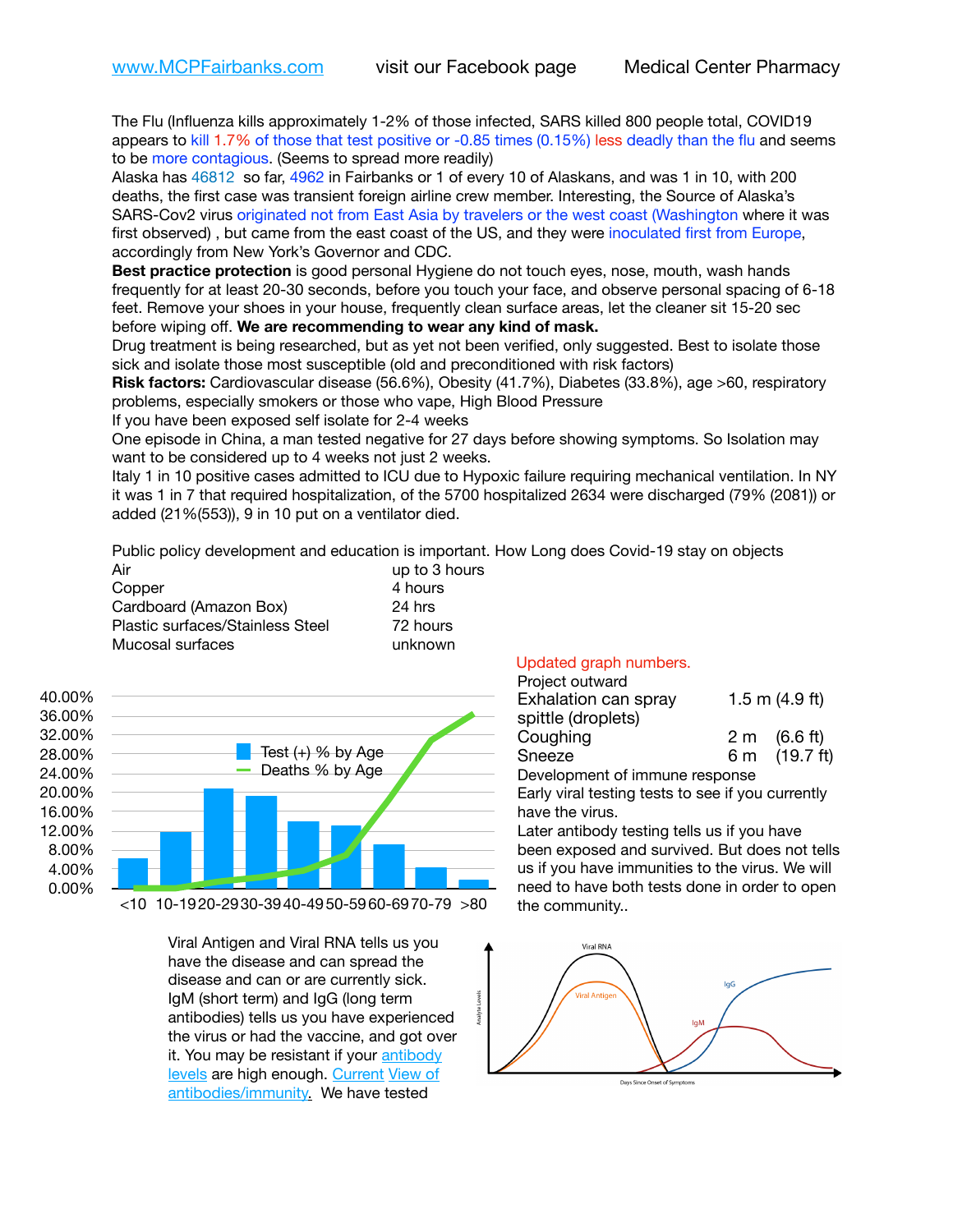www.MCPFairbanks.com visit our Facebook page Medical Center Pharmacy

The Flu (Influenza kills approximately 1-2% of those infected, SARS killed 800 people total, COVID19 appears to kill 1.7% of those that test positive or -0.85 times (0.15%) less deadly than the flu and seems to be more contagious. (Seems to spread more readily)

Alaska has 46812 so far, 4962 in Fairbanks or 1 of every 10 of Alaskans, and was 1 in 10, with 200 deaths, the first case was transient foreign airline crew member. Interesting, the Source of Alaska's SARS-Cov2 virus originated not from East Asia by travelers or the west coast (Washington where it was first observed) , but came from the east coast of the US, and they were inoculated first from Europe, accordingly from New York's Governor and CDC.

**Best practice protection** is good personal Hygiene do not touch eyes, nose, mouth, wash hands frequently for at least 20-30 seconds, before you touch your face, and observe personal spacing of 6-18 feet. Remove your shoes in your house, frequently clean surface areas, let the cleaner sit 15-20 sec before wiping off. **We are recommending to wear any kind of mask.**

Drug treatment is being researched, but as yet not been verified, only suggested. Best to isolate those sick and isolate those most susceptible (old and preconditioned with risk factors)

**Risk factors:** Cardiovascular disease (56.6%), Obesity (41.7%), Diabetes (33.8%), age >60, respiratory problems, especially smokers or those who vape, High Blood Pressure

If you have been exposed self isolate for 2-4 weeks

One episode in China, a man tested negative for 27 days before showing symptoms. So Isolation may want to be considered up to 4 weeks not just 2 weeks.

Italy 1 in 10 positive cases admitted to ICU due to Hypoxic failure requiring mechanical ventilation. In NY it was 1 in 7 that required hospitalization, of the 5700 hospitalized 2634 were discharged (79% (2081)) or added (21%(553)), 9 in 10 put on a ventilator died.

Public policy development and education is important. How Long does Covid-19 stay on objects

| Object | Duration |
|---|---|
| Air | up to 3 hours |
| Copper | 4 hours |
| Cardboard (Amazon Box) | 24 hrs |
| Plastic surfaces/Stainless Steel | 72 hours |
| Mucosal surfaces | unknown |

Updated graph numbers.

Project outward

| | |
|---|---|
| Exhalation can spray spittle (droplets) | 1.5 m (4.9 ft) |
| Coughing | 2 m (6.6 ft) |
| Sneeze | 6 m (19.7 ft) |

Development of immune response

Early viral testing tests to see if you currently have the virus.

Later antibody testing tells us if you have been exposed and survived. But does not tells us if you have immunities to the virus. We will need to have both tests done in order to open the community..

Viral Antigen and Viral RNA tells us you have the disease and can spread the disease and can or are currently sick. IgM (short term) and IgG (long term antibodies) tells us you have experienced the virus or had the vaccine, and got over it. You may be resistant if your antibody levels are high enough. Current View of antibodies/immunity. We have tested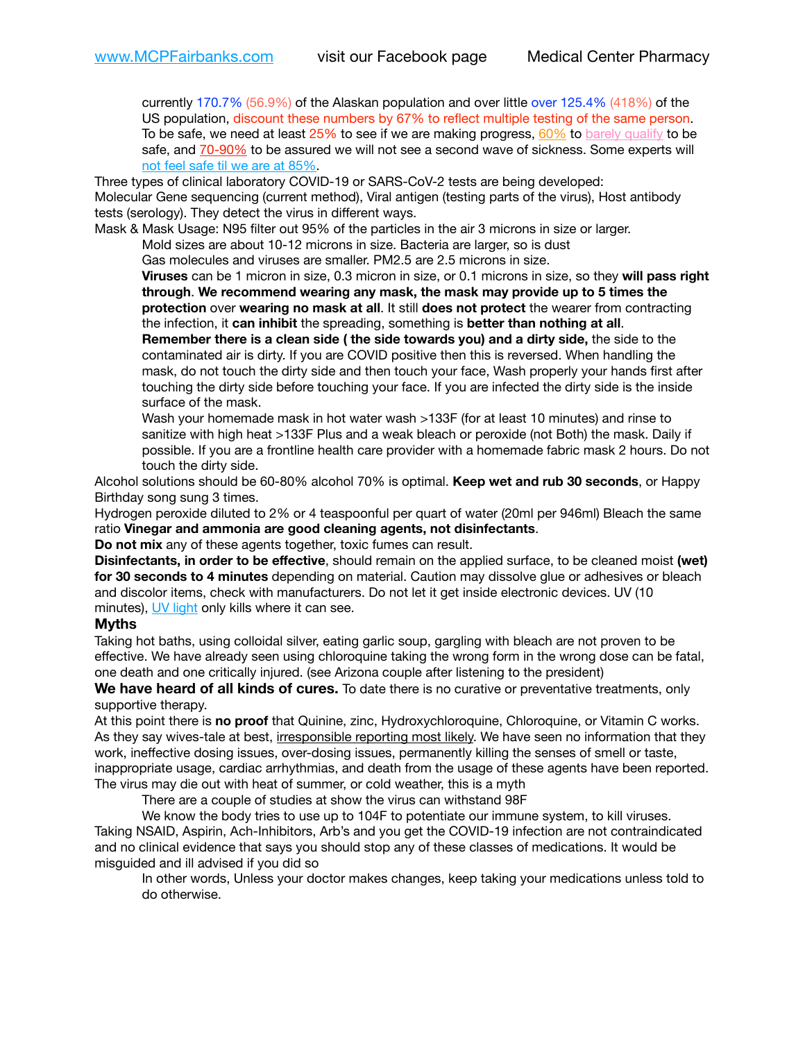currently 170.7% (56.9%) of the Alaskan population and over little over 125.4% (418%) of the US population, discount these numbers by 67% to reflect multiple testing of the same person. To be safe, we need at least 25% to see if we are making progress, 60% to barely qualify to be safe, and 70-90% to be assured we will not see a second wave of sickness. Some experts will not feel safe til we are at 85%.

Three types of clinical laboratory COVID-19 or SARS-CoV-2 tests are being developed:
Molecular Gene sequencing (current method), Viral antigen (testing parts of the virus), Host antibody tests (serology). They detect the virus in different ways.

Mask & Mask Usage: N95 filter out 95% of the particles in the air 3 microns in size or larger.

Mold sizes are about 10-12 microns in size. Bacteria are larger, so is dust

Gas molecules and viruses are smaller. PM2.5 are 2.5 microns in size.

**Viruses** can be 1 micron in size, 0.3 micron in size, or 0.1 microns in size, so they **will pass right through**. **We recommend wearing any mask, the mask may provide up to 5 times the protection** over **wearing no mask at all**. It still **does not protect** the wearer from contracting the infection, it **can inhibit** the spreading, something is **better than nothing at all**.

**Remember there is a clean side ( the side towards you) and a dirty side,** the side to the contaminated air is dirty. If you are COVID positive then this is reversed. When handling the mask, do not touch the dirty side and then touch your face, Wash properly your hands first after touching the dirty side before touching your face. If you are infected the dirty side is the inside surface of the mask.

Wash your homemade mask in hot water wash >133F (for at least 10 minutes) and rinse to sanitize with high heat >133F Plus and a weak bleach or peroxide (not Both) the mask. Daily if possible. If you are a frontline health care provider with a homemade fabric mask 2 hours. Do not touch the dirty side.

Alcohol solutions should be 60-80% alcohol 70% is optimal. **Keep wet and rub 30 seconds**, or Happy Birthday song sung 3 times.

Hydrogen peroxide diluted to 2% or 4 teaspoonful per quart of water (20ml per 946ml) Bleach the same ratio **Vinegar and ammonia are good cleaning agents, not disinfectants**.

**Do not mix** any of these agents together, toxic fumes can result.

**Disinfectants, in order to be effective**, should remain on the applied surface, to be cleaned moist **(wet) for 30 seconds to 4 minutes** depending on material. Caution may dissolve glue or adhesives or bleach and discolor items, check with manufacturers. Do not let it get inside electronic devices. UV (10 minutes), UV light only kills where it can see.

## Myths

Taking hot baths, using colloidal silver, eating garlic soup, gargling with bleach are not proven to be effective. We have already seen using chloroquine taking the wrong form in the wrong dose can be fatal, one death and one critically injured. (see Arizona couple after listening to the president)

**We have heard of all kinds of cures.** To date there is no curative or preventative treatments, only supportive therapy.

At this point there is **no proof** that Quinine, zinc, Hydroxychloroquine, Chloroquine, or Vitamin C works. As they say wives-tale at best, irresponsible reporting most likely. We have seen no information that they work, ineffective dosing issues, over-dosing issues, permanently killing the senses of smell or taste, inappropriate usage, cardiac arrhythmias, and death from the usage of these agents have been reported.

The virus may die out with heat of summer, or cold weather, this is a myth

There are a couple of studies at show the virus can withstand 98F

We know the body tries to use up to 104F to potentiate our immune system, to kill viruses.

Taking NSAID, Aspirin, Ach-Inhibitors, Arb's and you get the COVID-19 infection are not contraindicated and no clinical evidence that says you should stop any of these classes of medications. It would be misguided and ill advised if you did so

In other words, Unless your doctor makes changes, keep taking your medications unless told to do otherwise.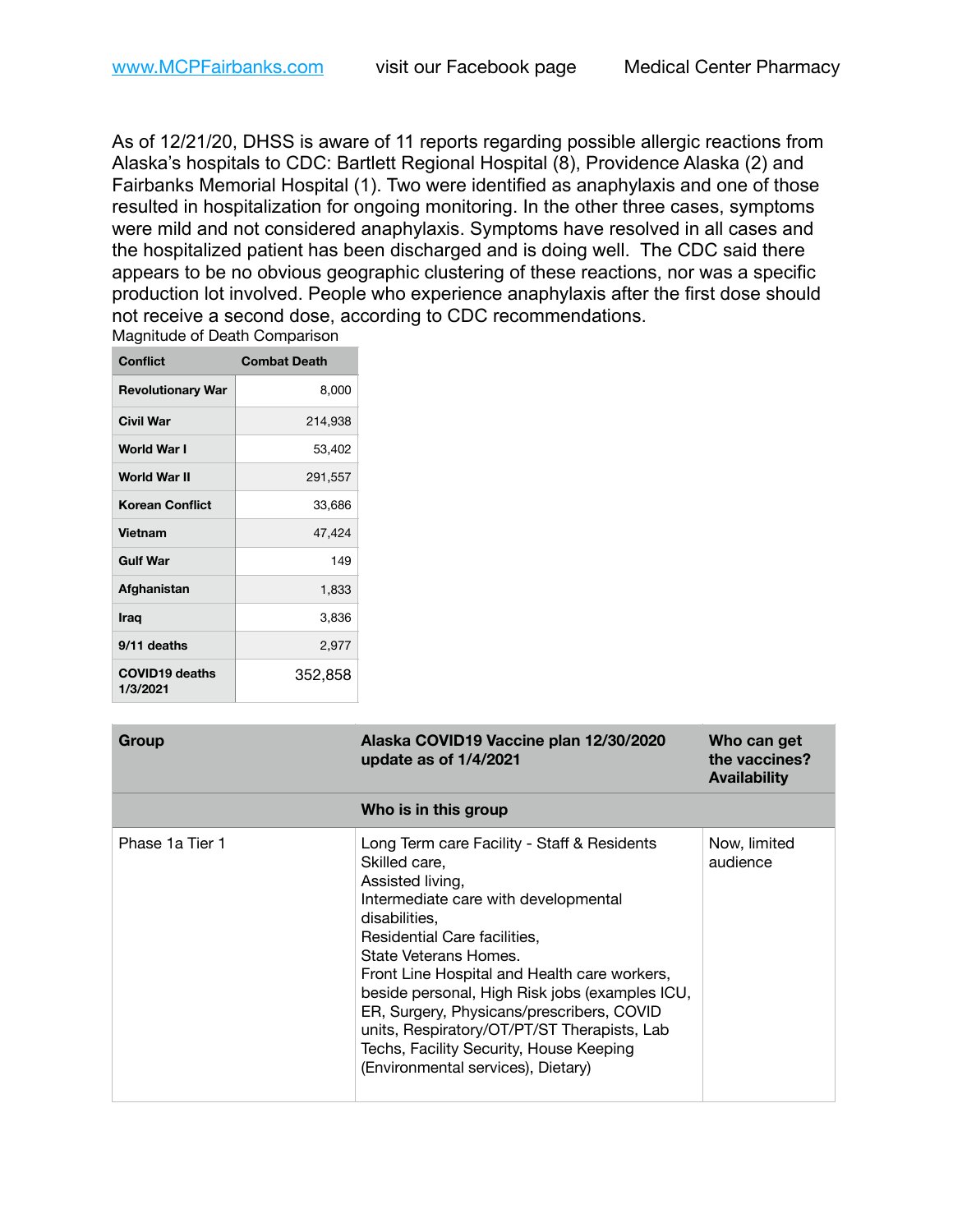As of 12/21/20, DHSS is aware of 11 reports regarding possible allergic reactions from Alaska's hospitals to CDC: Bartlett Regional Hospital (8), Providence Alaska (2) and Fairbanks Memorial Hospital (1). Two were identified as anaphylaxis and one of those resulted in hospitalization for ongoing monitoring. In the other three cases, symptoms were mild and not considered anaphylaxis. Symptoms have resolved in all cases and the hospitalized patient has been discharged and is doing well. The CDC said there appears to be no obvious geographic clustering of these reactions, nor was a specific production lot involved. People who experience anaphylaxis after the first dose should not receive a second dose, according to CDC recommendations.

Magnitude of Death Comparison

| Conflict | Combat Death |
|---|---|
| Revolutionary War | 8,000 |
| Civil War | 214,938 |
| World War I | 53,402 |
| World War II | 291,557 |
| Korean Conflict | 33,686 |
| Vietnam | 47,424 |
| Gulf War | 149 |
| Afghanistan | 1,833 |
| Iraq | 3,836 |
| 9/11 deaths | 2,977 |
| COVID19 deaths 1/3/2021 | 352,858 |

| Group | Alaska COVID19 Vaccine plan 12/30/2020 update as of 1/4/2021 | Who can get the vaccines? Availability |
|---|---|---|
| | **Who is in this group** | |
| Phase 1a Tier 1 | Long Term care Facility - Staff & Residents Skilled care, Assisted living, Intermediate care with developmental disabilities, Residential Care facilities, State Veterans Homes. Front Line Hospital and Health care workers, beside personal, High Risk jobs (examples ICU, ER, Surgery, Physicans/prescribers, COVID units, Respiratory/OT/PT/ST Therapists, Lab Techs, Facility Security, House Keeping (Environmental services), Dietary) | Now, limited audience |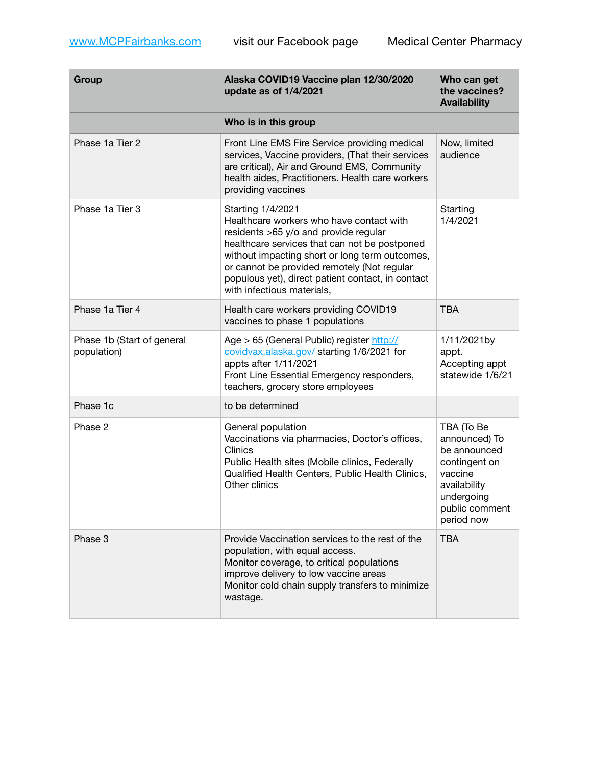www.MCPFairbanks.com visit our Facebook page Medical Center Pharmacy

| Group | Alaska COVID19 Vaccine plan 12/30/2020 update as of 1/4/2021 | Who can get the vaccines? Availability |
|---|---|---|
| | **Who is in this group** | |
| Phase 1a Tier 2 | Front Line EMS Fire Service providing medical services, Vaccine providers, (That their services are critical), Air and Ground EMS, Community health aides, Practitioners. Health care workers providing vaccines | Now, limited audience |
| Phase 1a Tier 3 | Starting 1/4/2021 Healthcare workers who have contact with residents >65 y/o and provide regular healthcare services that can not be postponed without impacting short or long term outcomes, or cannot be provided remotely (Not regular populous yet), direct patient contact, in contact with infectious materials, | Starting 1/4/2021 |
| Phase 1a Tier 4 | Health care workers providing COVID19 vaccines to phase 1 populations | TBA |
| Phase 1b (Start of general population) | Age > 65 (General Public) register http://covidvax.alaska.gov/ starting 1/6/2021 for appts after 1/11/2021 Front Line Essential Emergency responders, teachers, grocery store employees | 1/11/2021by appt. Accepting appt statewide 1/6/21 |
| Phase 1c | to be determined | |
| Phase 2 | General population Vaccinations via pharmacies, Doctor's offices, Clinics Public Health sites (Mobile clinics, Federally Qualified Health Centers, Public Health Clinics, Other clinics | TBA (To Be announced) To be announced contingent on vaccine availability undergoing public comment period now |
| Phase 3 | Provide Vaccination services to the rest of the population, with equal access. Monitor coverage, to critical populations improve delivery to low vaccine areas Monitor cold chain supply transfers to minimize wastage. | TBA |